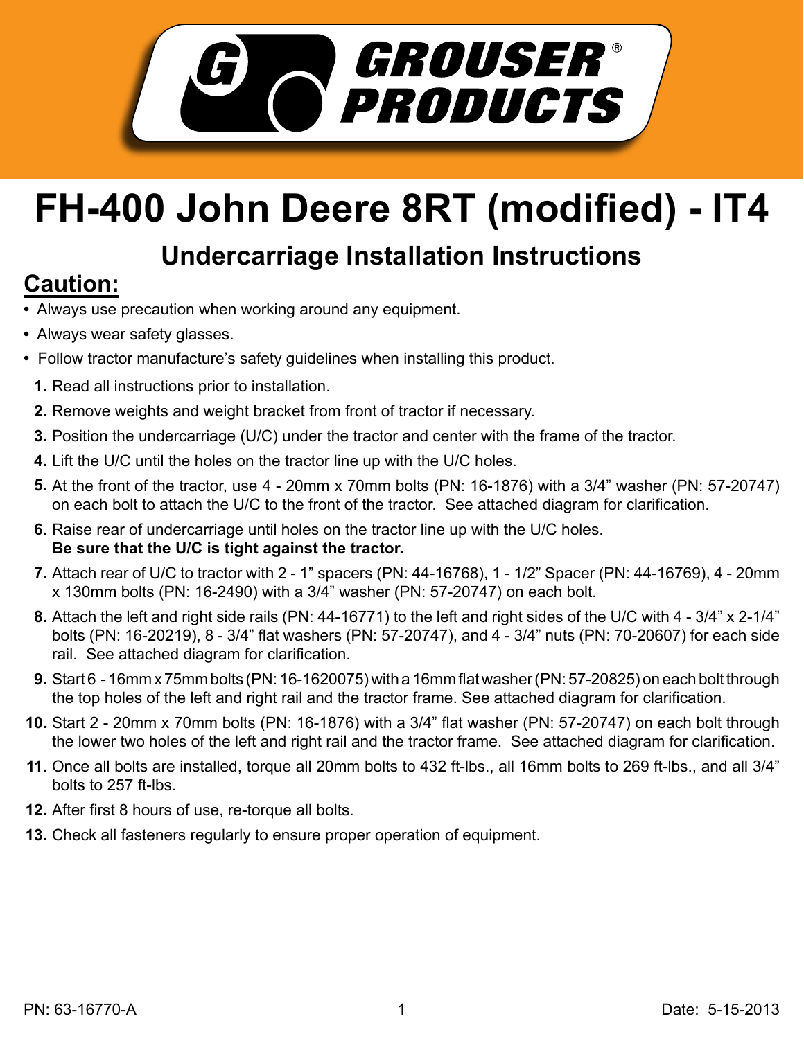GROUSER® PRODUCTS

# FH-400 John Deere 8RT (modified) - IT4

## Undercarriage Installation Instructions

### Caution:

- Always use precaution when working around any equipment.
- Always wear safety glasses.
- Follow tractor manufacture's safety guidelines when installing this product.

1. Read all instructions prior to installation.
2. Remove weights and weight bracket from front of tractor if necessary.
3. Position the undercarriage (U/C) under the tractor and center with the frame of the tractor.
4. Lift the U/C until the holes on the tractor line up with the U/C holes.
5. At the front of the tractor, use 4 - 20mm x 70mm bolts (PN: 16-1876) with a 3/4" washer (PN: 57-20747) on each bolt to attach the U/C to the front of the tractor. See attached diagram for clarification.
6. Raise rear of undercarriage until holes on the tractor line up with the U/C holes.
   **Be sure that the U/C is tight against the tractor.**
7. Attach rear of U/C to tractor with 2 - 1" spacers (PN: 44-16768), 1 - 1/2" Spacer (PN: 44-16769), 4 - 20mm x 130mm bolts (PN: 16-2490) with a 3/4" washer (PN: 57-20747) on each bolt.
8. Attach the left and right side rails (PN: 44-16771) to the left and right sides of the U/C with 4 - 3/4" x 2-1/4" bolts (PN: 16-20219), 8 - 3/4" flat washers (PN: 57-20747), and 4 - 3/4" nuts (PN: 70-20607) for each side rail. See attached diagram for clarification.
9. Start 6 - 16mm x 75mm bolts (PN: 16-1620075) with a 16mm flat washer (PN: 57-20825) on each bolt through the top holes of the left and right rail and the tractor frame. See attached diagram for clarification.
10. Start 2 - 20mm x 70mm bolts (PN: 16-1876) with a 3/4" flat washer (PN: 57-20747) on each bolt through the lower two holes of the left and right rail and the tractor frame. See attached diagram for clarification.
11. Once all bolts are installed, torque all 20mm bolts to 432 ft-lbs., all 16mm bolts to 269 ft-lbs., and all 3/4" bolts to 257 ft-lbs.
12. After first 8 hours of use, re-torque all bolts.
13. Check all fasteners regularly to ensure proper operation of equipment.

PN: 63-16770-A

Date: 5-15-2013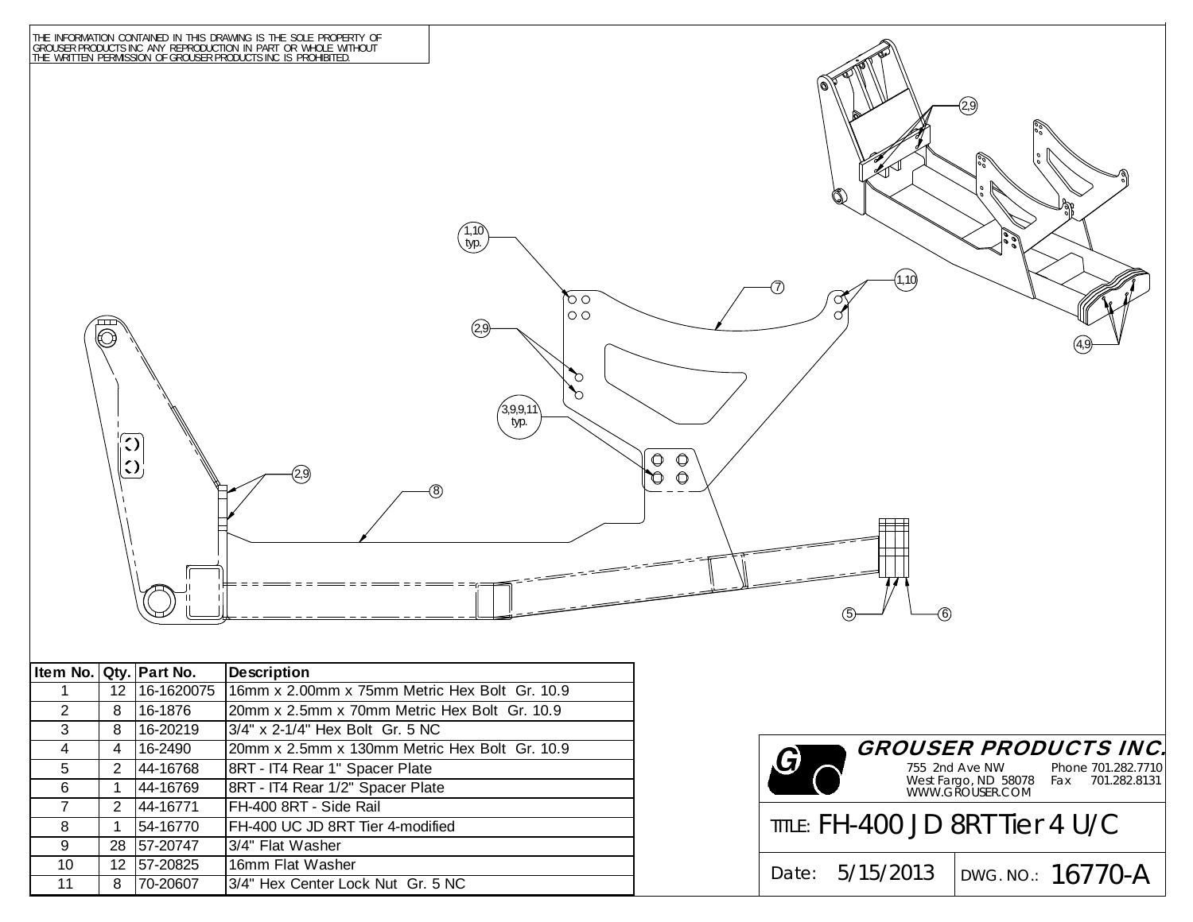THE INFORMATION CONTAINED IN THIS DRAWING IS THE SOLE PROPERTY OF GROUSER PRODUCTS INC ANY REPRODUCTION IN PART OR WHOLE WITHOUT THE WRITTEN PERMISSION OF GROUSER PRODUCTS INC IS PROHIBITED.

1,10 typ.

7

1,10

2,9

2,9

3,9,9,11 typ.

2,9

8

5

6

4,9

| Item No. | Qty. | Part No. | Description |
|---|---|---|---|
| 1 | 12 | 16-1620075 | 16mm x 2.00mm x 75mm Metric Hex Bolt Gr. 10.9 |
| 2 | 8 | 16-1876 | 20mm x 2.5mm x 70mm Metric Hex Bolt Gr. 10.9 |
| 3 | 8 | 16-20219 | 3/4" x 2-1/4" Hex Bolt Gr. 5 NC |
| 4 | 4 | 16-2490 | 20mm x 2.5mm x 130mm Metric Hex Bolt Gr. 10.9 |
| 5 | 2 | 44-16768 | 8RT - IT4 Rear 1" Spacer Plate |
| 6 | 1 | 44-16769 | 8RT - IT4 Rear 1/2" Spacer Plate |
| 7 | 2 | 44-16771 | FH-400 8RT - Side Rail |
| 8 | 1 | 54-16770 | FH-400 UC JD 8RT Tier 4-modified |
| 9 | 28 | 57-20747 | 3/4" Flat Washer |
| 10 | 12 | 57-20825 | 16mm Flat Washer |
| 11 | 8 | 70-20607 | 3/4" Hex Center Lock Nut Gr. 5 NC |

**GROUSER PRODUCTS INC.**

755 2nd Ave NW
West Fargo, ND 58078
WWW.GROUSER.COM

Phone 701.282.7710
Fax 701.282.8131

TITLE: FH-400 JD 8RT Tier 4 U/C

Date: 5/15/2013

DWG. NO.: 16770-A